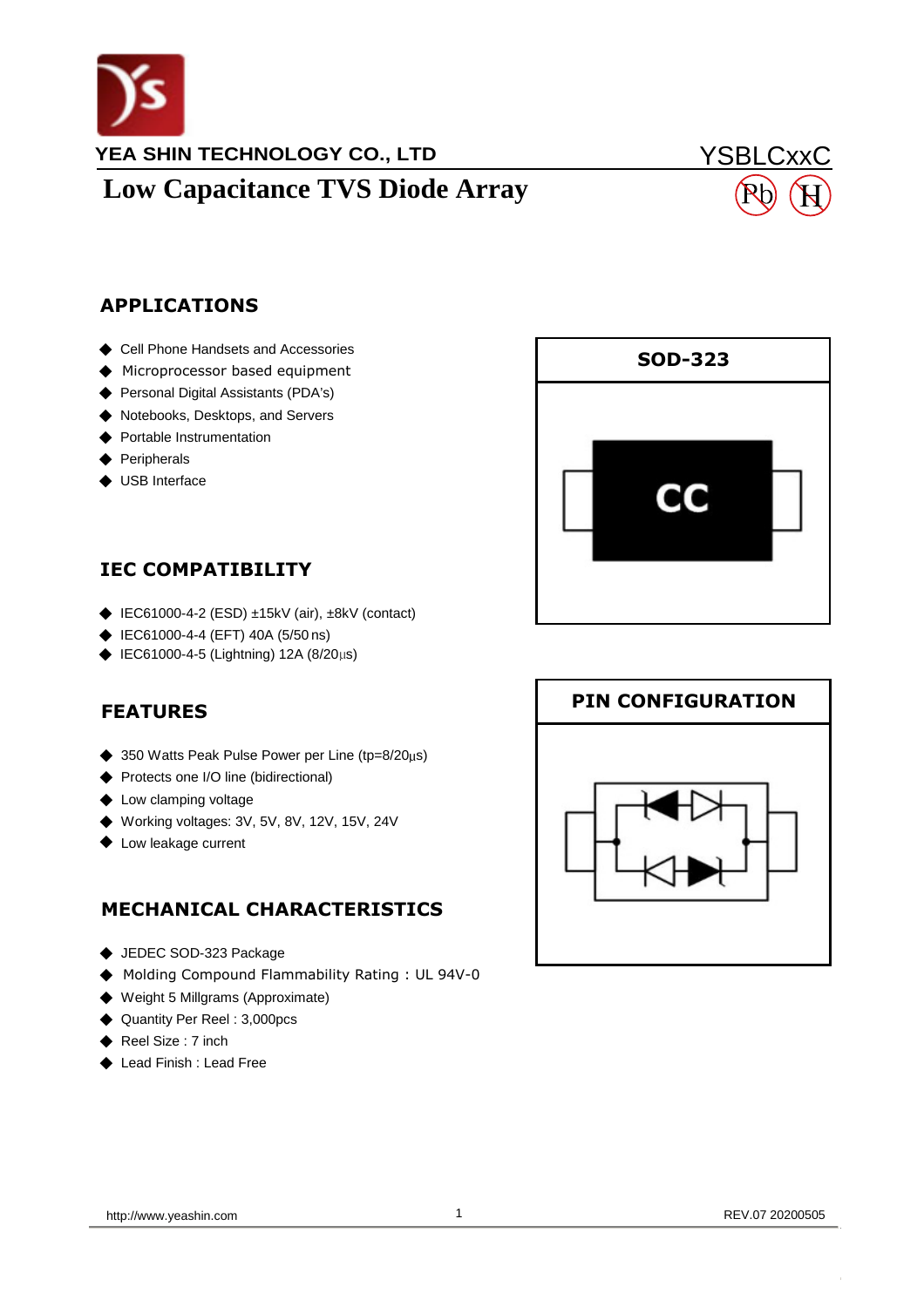YEA SHIN TECHNOLOGY CO., LTD

YSBLCxxC

# Low Capacitance TVS Diode Array

## APPLICATIONS

- Cell Phone Handsets and Accessories
- Microprocessor based equipment
- Personal Digital Assistants (PDA's)
- Notebooks, Desktops, and Servers
- Portable Instrumentation
- Peripherals
- USB Interface

## IEC COMPATIBILITY

- IEC61000-4-2 (ESD) ±15kV (air), ±8kV (contact)
- IEC61000-4-4 (EFT) 40A (5/50 ns)
- IEC61000-4-5 (Lightning) 12A (8/20μs)

## FEATURES

- 350 Watts Peak Pulse Power per Line (tp=8/20μs)
- Protects one I/O line (bidirectional)
- Low clamping voltage
- Working voltages: 3V, 5V, 8V, 12V, 15V, 24V
- Low leakage current

## MECHANICAL CHARACTERISTICS

- JEDEC SOD-323 Package
- Molding Compound Flammability Rating : UL 94V-0
- Weight 5 Millgrams (Approximate)
- Quantity Per Reel : 3,000pcs
- Reel Size : 7 inch
- Lead Finish : Lead Free

## SOD-323

CC

## PIN CONFIGURATION

http://www.yeashin.com

REV.07 20200505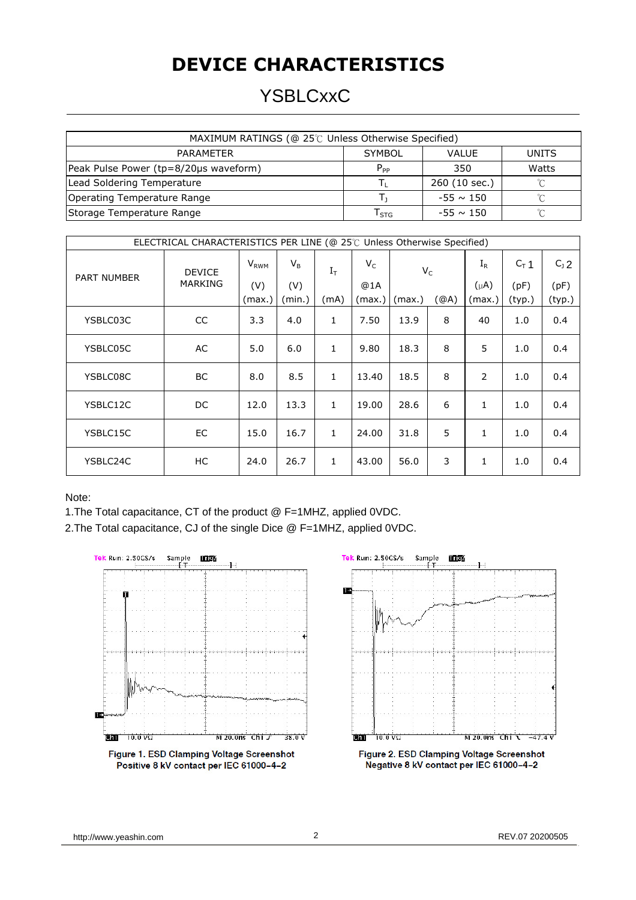# DEVICE CHARACTERISTICS

## YSBLCxxC

| MAXIMUM RATINGS (@ 25℃ Unless Otherwise Specified) | | | |
|---|---|---|---|
| PARAMETER | SYMBOL | VALUE | UNITS |
| Peak Pulse Power (tp=8/20μs waveform) | $P_{PP}$ | 350 | Watts |
| Lead Soldering Temperature | $T_L$ | 260 (10 sec.) | ℃ |
| Operating Temperature Range | $T_J$ | -55 ~ 150 | ℃ |
| Storage Temperature Range | $T_{STG}$ | -55 ~ 150 | ℃ |

| ELECTRICAL CHARACTERISTICS PER LINE (@ 25℃ Unless Otherwise Specified) | | | | | | | | | | |
|---|---|---|---|---|---|---|---|---|---|---|
| PART NUMBER | DEVICE MARKING | $V_{RWM}$ (V) (max.) | $V_B$ (V) (min.) | $I_T$ (mA) | $V_C$ @1A (max.) | $V_C$ (max.) | $V_C$ (@A) | $I_R$ (μA) (max.) | $C_T$ 1 (pF) (typ.) | $C_J$ 2 (pF) (typ.) |
| YSBLC03C | CC | 3.3 | 4.0 | 1 | 7.50 | 13.9 | 8 | 40 | 1.0 | 0.4 |
| YSBLC05C | AC | 5.0 | 6.0 | 1 | 9.80 | 18.3 | 8 | 5 | 1.0 | 0.4 |
| YSBLC08C | BC | 8.0 | 8.5 | 1 | 13.40 | 18.5 | 8 | 2 | 1.0 | 0.4 |
| YSBLC12C | DC | 12.0 | 13.3 | 1 | 19.00 | 28.6 | 6 | 1 | 1.0 | 0.4 |
| YSBLC15C | EC | 15.0 | 16.7 | 1 | 24.00 | 31.8 | 5 | 1 | 1.0 | 0.4 |
| YSBLC24C | HC | 24.0 | 26.7 | 1 | 43.00 | 56.0 | 3 | 1 | 1.0 | 0.4 |

Note:

1.The Total capacitance, CT of the product @ F=1MHZ, applied 0VDC.

2.The Total capacitance, CJ of the single Dice @ F=1MHZ, applied 0VDC.

**Figure 1. ESD Clamping Voltage Screenshot Positive 8 kV contact per IEC 61000-4-2**

**Figure 2. ESD Clamping Voltage Screenshot Negative 8 kV contact per IEC 61000-4-2**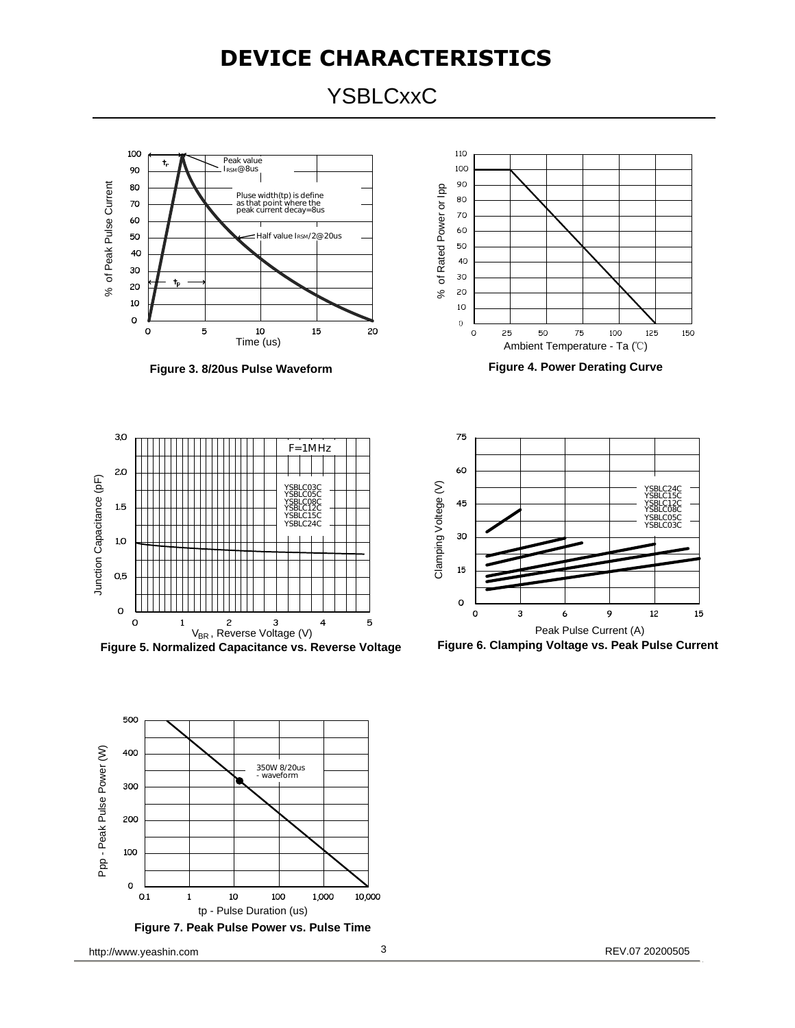# DEVICE CHARACTERISTICS

## YSBLCxxC

Figure 3. 8/20us Pulse Waveform

Figure 4. Power Derating Curve

Figure 5. Normalized Capacitance vs. Reverse Voltage

Figure 6. Clamping Voltage vs. Peak Pulse Current

Figure 7. Peak Pulse Power vs. Pulse Time

http://www.yeashin.com REV.07 20200505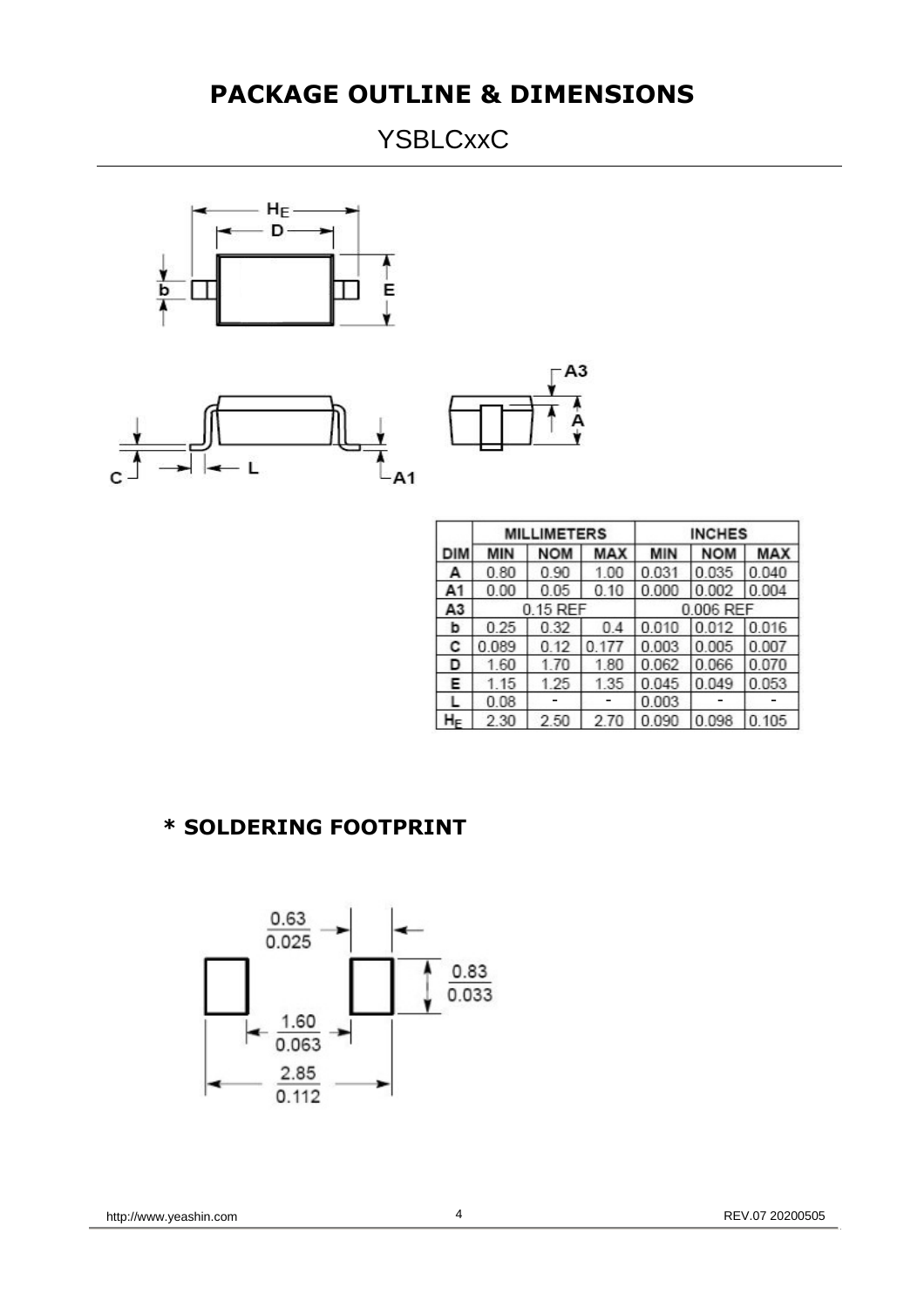# PACKAGE OUTLINE & DIMENSIONS

## YSBLCxxC

| DIM | MILLIMETERS | | | INCHES | | |
|---|---|---|---|---|---|---|
| | MIN | NOM | MAX | MIN | NOM | MAX |
| A | 0.80 | 0.90 | 1.00 | 0.031 | 0.035 | 0.040 |
| A1 | 0.00 | 0.05 | 0.10 | 0.000 | 0.002 | 0.004 |
| A3 | 0.15 REF | | | 0.006 REF | | |
| b | 0.25 | 0.32 | 0.4 | 0.010 | 0.012 | 0.016 |
| C | 0.089 | 0.12 | 0.177 | 0.003 | 0.005 | 0.007 |
| D | 1.60 | 1.70 | 1.80 | 0.062 | 0.066 | 0.070 |
| E | 1.15 | 1.25 | 1.35 | 0.045 | 0.049 | 0.053 |
| L | 0.08 | - | - | 0.003 | - | - |
| $H_E$ | 2.30 | 2.50 | 2.70 | 0.090 | 0.098 | 0.105 |

## * SOLDERING FOOTPRINT

0.63 / 0.025

0.83 / 0.033

1.60 / 0.063

2.85 / 0.112